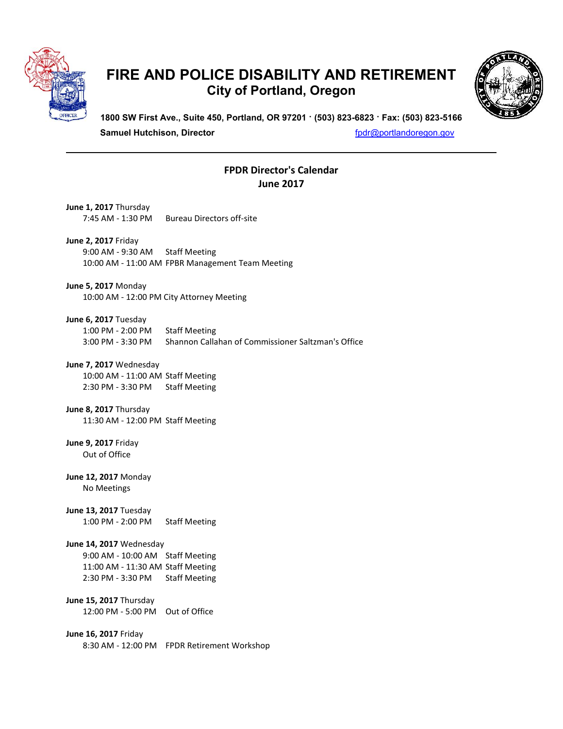# FIRE AND POLICE DISABILITY AND RETIREMENT

## City of Portland, Oregon

**1800 SW First Ave., Suite 450, Portland, OR 97201 · (503) 823-6823 · Fax: (503) 823-5166**

**Samuel Hutchison, Director** fpdr@portlandoregon.gov

---

## FPDR Director's Calendar
## June 2017

**June 1, 2017** Thursday
7:45 AM - 1:30 PM Bureau Directors off-site

**June 2, 2017** Friday
9:00 AM - 9:30 AM Staff Meeting
10:00 AM - 11:00 AM FPBR Management Team Meeting

**June 5, 2017** Monday
10:00 AM - 12:00 PM City Attorney Meeting

**June 6, 2017** Tuesday
1:00 PM - 2:00 PM Staff Meeting
3:00 PM - 3:30 PM Shannon Callahan of Commissioner Saltzman's Office

**June 7, 2017** Wednesday
10:00 AM - 11:00 AM Staff Meeting
2:30 PM - 3:30 PM Staff Meeting

**June 8, 2017** Thursday
11:30 AM - 12:00 PM Staff Meeting

**June 9, 2017** Friday
Out of Office

**June 12, 2017** Monday
No Meetings

**June 13, 2017** Tuesday
1:00 PM - 2:00 PM Staff Meeting

**June 14, 2017** Wednesday
9:00 AM - 10:00 AM Staff Meeting
11:00 AM - 11:30 AM Staff Meeting
2:30 PM - 3:30 PM Staff Meeting

**June 15, 2017** Thursday
12:00 PM - 5:00 PM Out of Office

**June 16, 2017** Friday
8:30 AM - 12:00 PM FPDR Retirement Workshop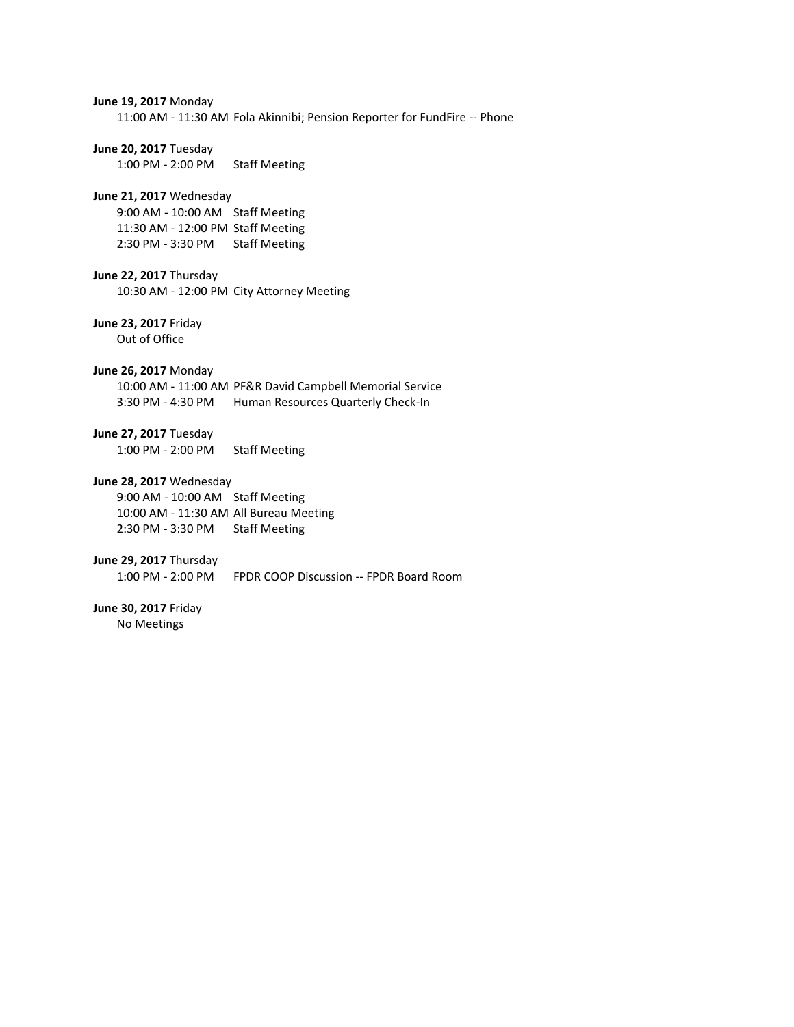**June 19, 2017** Monday

11:00 AM - 11:30 AM Fola Akinnibi; Pension Reporter for FundFire -- Phone

**June 20, 2017** Tuesday

1:00 PM - 2:00 PM Staff Meeting

**June 21, 2017** Wednesday

9:00 AM - 10:00 AM Staff Meeting
11:30 AM - 12:00 PM Staff Meeting
2:30 PM - 3:30 PM Staff Meeting

**June 22, 2017** Thursday

10:30 AM - 12:00 PM City Attorney Meeting

**June 23, 2017** Friday

Out of Office

**June 26, 2017** Monday

10:00 AM - 11:00 AM PF&R David Campbell Memorial Service
3:30 PM - 4:30 PM Human Resources Quarterly Check-In

**June 27, 2017** Tuesday

1:00 PM - 2:00 PM Staff Meeting

**June 28, 2017** Wednesday

9:00 AM - 10:00 AM Staff Meeting
10:00 AM - 11:30 AM All Bureau Meeting
2:30 PM - 3:30 PM Staff Meeting

**June 29, 2017** Thursday

1:00 PM - 2:00 PM FPDR COOP Discussion -- FPDR Board Room

**June 30, 2017** Friday

No Meetings